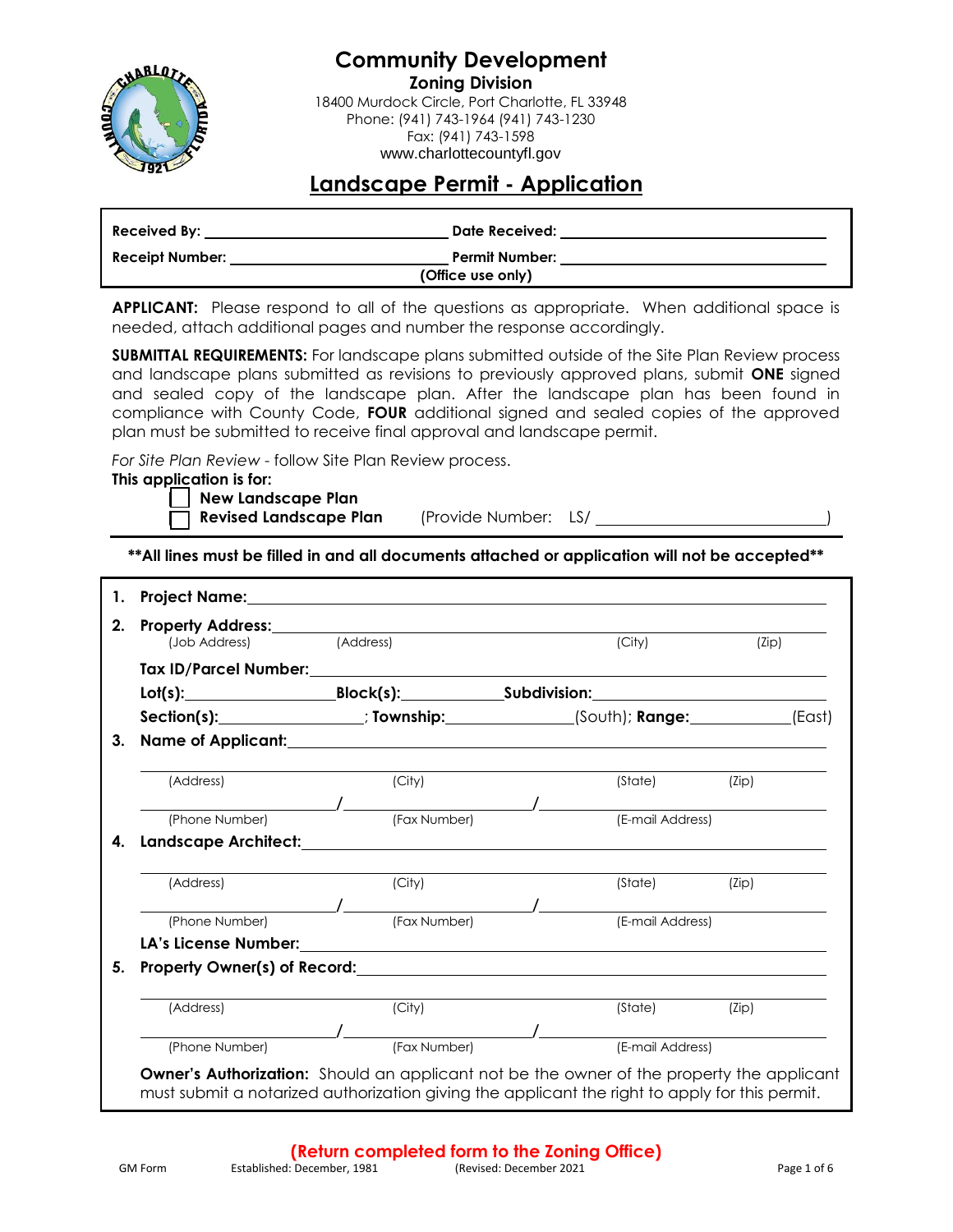# Community Development

**Zoning Division**

18400 Murdock Circle, Port Charlotte, FL 33948
Phone: (941) 743-1964 (941) 743-1230
Fax: (941) 743-1598
www.charlottecountyfl.gov

## Landscape Permit - Application

| | |
|---|---|
| **Received By:** ______________________ | **Date Received:** ______________________ |
| **Receipt Number:** ______________________ | **Permit Number:** ______________________ |

**(Office use only)**

**APPLICANT:** Please respond to all of the questions as appropriate. When additional space is needed, attach additional pages and number the response accordingly.

**SUBMITTAL REQUIREMENTS:** For landscape plans submitted outside of the Site Plan Review process and landscape plans submitted as revisions to previously approved plans, submit **ONE** signed and sealed copy of the landscape plan. After the landscape plan has been found in compliance with County Code, **FOUR** additional signed and sealed copies of the approved plan must be submitted to receive final approval and landscape permit.

*For Site Plan Review* - follow Site Plan Review process.

**This application is for:**

- ☐ **New Landscape Plan**
- ☐ **Revised Landscape Plan** (Provide Number: LS/ ______________________)

**\*\*All lines must be filled in and all documents attached or application will not be accepted\*\***

1. **Project Name:** ______________________
2. **Property Address:** ______________________
   (Job Address) (Address) (City) (Zip)

   **Tax ID/Parcel Number:** ______________________

   **Lot(s):** __________ **Block(s):** __________ **Subdivision:** ______________________

   **Section(s):** __________; **Township:** __________ (South); **Range:** __________ (East)
3. **Name of Applicant:** ______________________

   ______________________
   (Address) (City) (State) (Zip)

   __________ / __________ / __________
   (Phone Number) (Fax Number) (E-mail Address)
4. **Landscape Architect:** ______________________

   ______________________
   (Address) (City) (State) (Zip)

   __________ / __________ / __________
   (Phone Number) (Fax Number) (E-mail Address)

   **LA's License Number:** ______________________
5. **Property Owner(s) of Record:** ______________________

   ______________________
   (Address) (City) (State) (Zip)

   __________ / __________ / __________
   (Phone Number) (Fax Number) (E-mail Address)

   **Owner's Authorization:** Should an applicant not be the owner of the property the applicant must submit a notarized authorization giving the applicant the right to apply for this permit.

**(Return completed form to the Zoning Office)**

GM Form Established: December, 1981 (Revised: December 2021)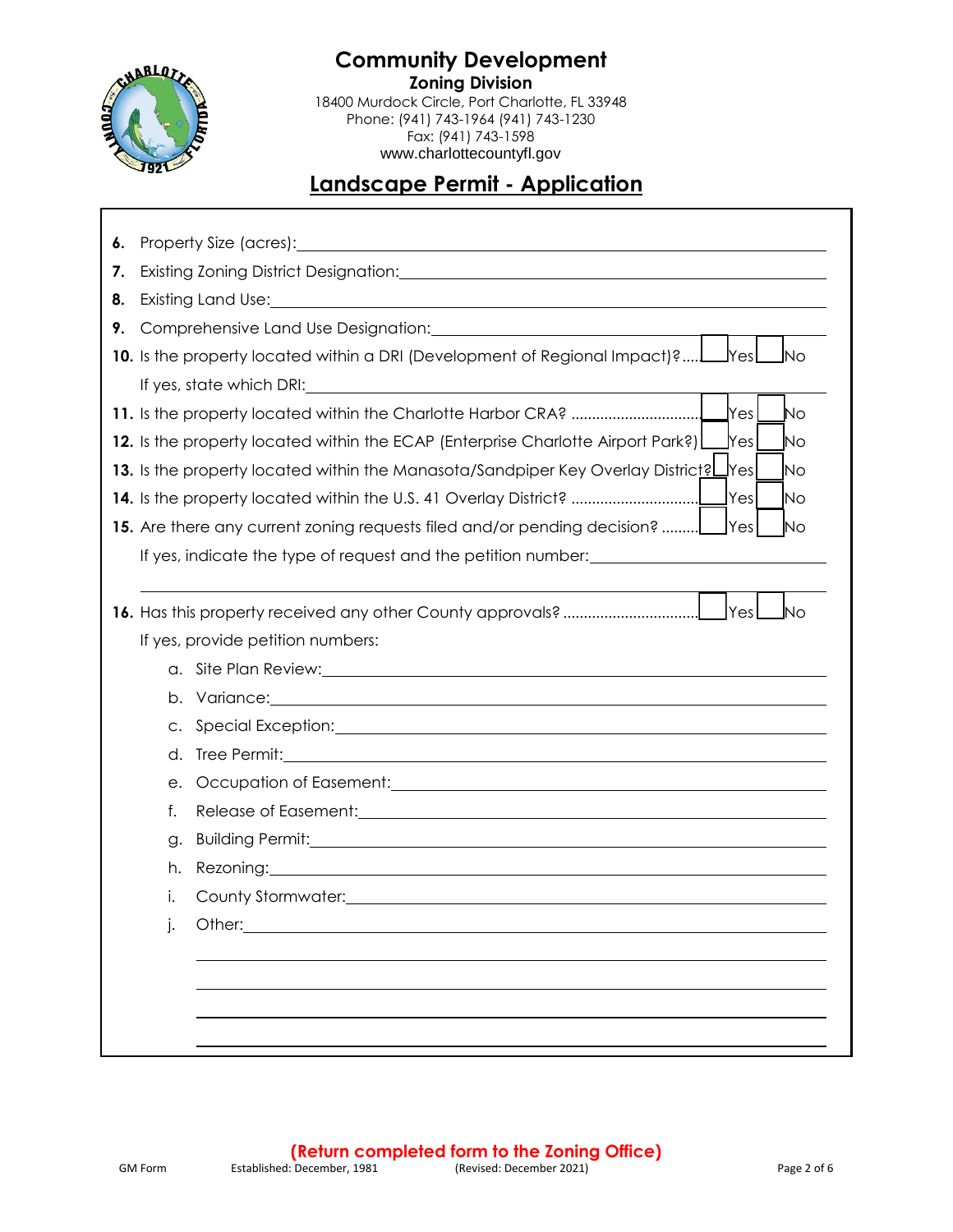# Community Development

**Zoning Division**

18400 Murdock Circle, Port Charlotte, FL 33948
Phone: (941) 743-1964 (941) 743-1230
Fax: (941) 743-1598
www.charlottecountyfl.gov

## Landscape Permit - Application

**6.** Property Size (acres): ______________________________

**7.** Existing Zoning District Designation: ______________________________

**8.** Existing Land Use: ______________________________

**9.** Comprehensive Land Use Designation: ______________________________

**10.** Is the property located within a DRI (Development of Regional Impact)? .... ☐ Yes ☐ No

If yes, state which DRI: ______________________________

**11.** Is the property located within the Charlotte Harbor CRA? .............................. ☐ Yes ☐ No

**12.** Is the property located within the ECAP (Enterprise Charlotte Airport Park?) ☐ Yes ☐ No

**13.** Is the property located within the Manasota/Sandpiper Key Overlay District? ☐ Yes ☐ No

**14.** Is the property located within the U.S. 41 Overlay District? .............................. ☐ Yes ☐ No

**15.** Are there any current zoning requests filed and/or pending decision? ......... ☐ Yes ☐ No

If yes, indicate the type of request and the petition number: ______________________________

______________________________

**16.** Has this property received any other County approvals? ................................ ☐ Yes ☐ No

If yes, provide petition numbers:

a. Site Plan Review: ______________________________

b. Variance: ______________________________

c. Special Exception: ______________________________

d. Tree Permit: ______________________________

e. Occupation of Easement: ______________________________

f. Release of Easement: ______________________________

g. Building Permit: ______________________________

h. Rezoning: ______________________________

i. County Stormwater: ______________________________

j. Other: ______________________________

______________________________

______________________________

______________________________

______________________________

**(Return completed form to the Zoning Office)**

GM Form Established: December, 1981 (Revised: December 2021)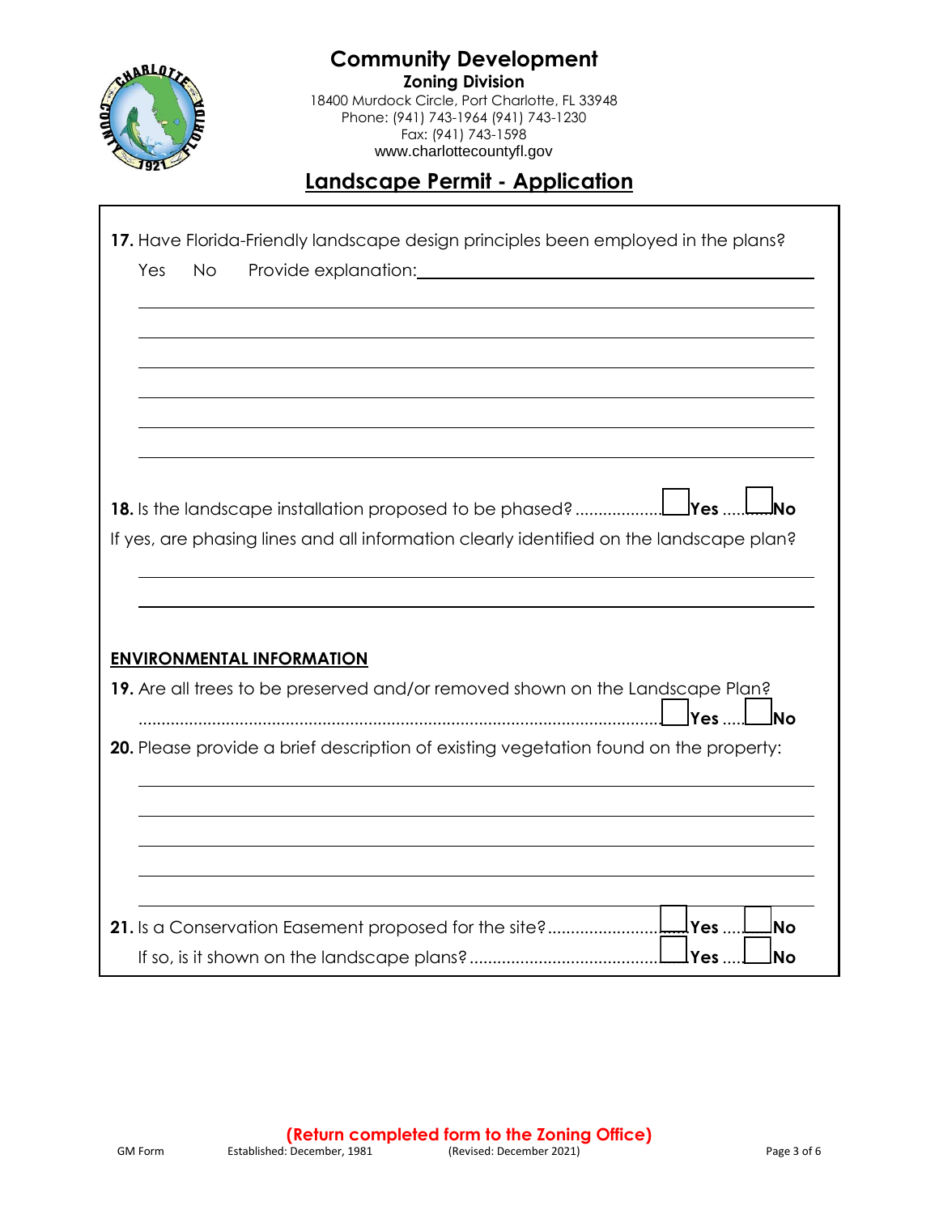# Community Development

**Zoning Division**

18400 Murdock Circle, Port Charlotte, FL 33948
Phone: (941) 743-1964 (941) 743-1230
Fax: (941) 743-1598
www.charlottecountyfl.gov

## Landscape Permit - Application

**17.** Have Florida-Friendly landscape design principles been employed in the plans?

Yes No Provide explanation: ______________________________

______________________________

______________________________

______________________________

______________________________

______________________________

______________________________

**18.** Is the landscape installation proposed to be phased? .................. ☐ **Yes** ....... ☐ **No**

If yes, are phasing lines and all information clearly identified on the landscape plan?

______________________________

______________________________

**ENVIRONMENTAL INFORMATION**

**19.** Are all trees to be preserved and/or removed shown on the Landscape Plan? ........................................................................................................ ☐ **Yes** ....... ☐ **No**

**20.** Please provide a brief description of existing vegetation found on the property:

______________________________

______________________________

______________________________

______________________________

______________________________

**21.** Is a Conservation Easement proposed for the site?......................... ☐ **Yes** ....... ☐ **No**

If so, is it shown on the landscape plans? ......................................... ☐ **Yes** ....... ☐ **No**

**(Return completed form to the Zoning Office)**

GM Form Established: December, 1981 (Revised: December 2021)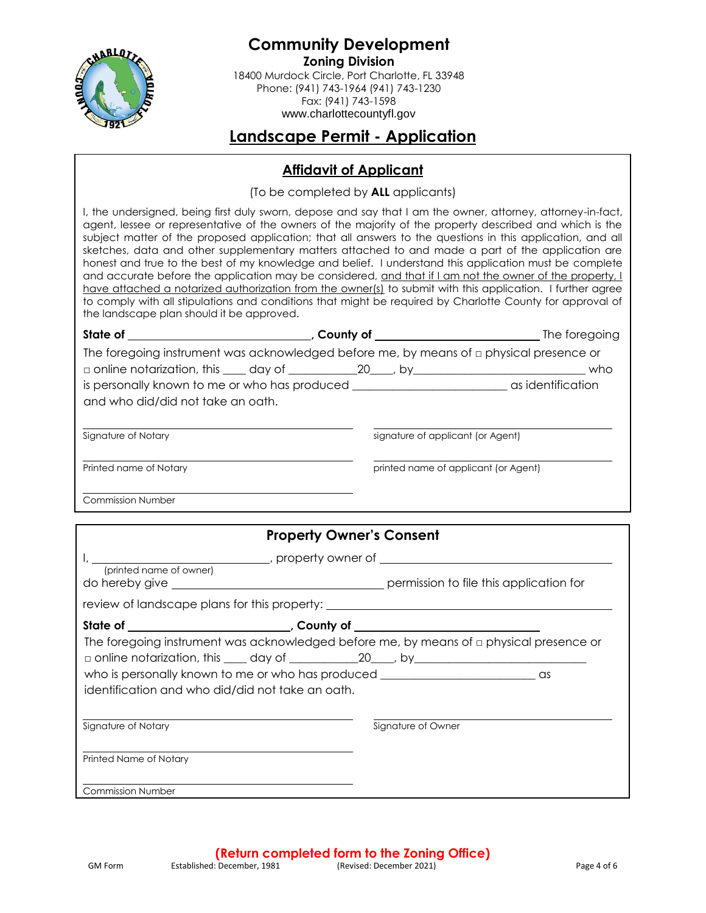# Community Development

**Zoning Division**

18400 Murdock Circle, Port Charlotte, FL 33948
Phone: (941) 743-1964 (941) 743-1230
Fax: (941) 743-1598
www.charlottecountyfl.gov

## Landscape Permit - Application

### Affidavit of Applicant

(To be completed by **ALL** applicants)

I, the undersigned, being first duly sworn, depose and say that I am the owner, attorney, attorney-in-fact, agent, lessee or representative of the owners of the majority of the property described and which is the subject matter of the proposed application; that all answers to the questions in this application, and all sketches, data and other supplementary matters attached to and made a part of the application are honest and true to the best of my knowledge and belief. I understand this application must be complete and accurate before the application may be considered, and that if I am not the owner of the property, I have attached a notarized authorization from the owner(s) to submit with this application. I further agree to comply with all stipulations and conditions that might be required by Charlotte County for approval of the landscape plan should it be approved.

**State of** ______________________________, **County of** __________________________ The foregoing

The foregoing instrument was acknowledged before me, by means of □ physical presence or □ online notarization, this ____ day of ___________20____, by____________________________ who is personally known to me or who has produced _________________________ as identification and who did/did not take an oath.

______________________________
Signature of Notary

______________________________
signature of applicant (or Agent)

______________________________
Printed name of Notary

______________________________
printed name of applicant (or Agent)

______________________________
Commission Number

### Property Owner's Consent

I, ______________________________, property owner of ______________________________________
(printed name of owner)

do hereby give ___________________________________ permission to file this application for

review of landscape plans for this property: ____________________________________________

**State of** __________________________, **County of** _____________________________

The foregoing instrument was acknowledged before me, by means of □ physical presence or □ online notarization, this ____ day of ___________20____, by____________________________ who is personally known to me or who has produced _________________________ as identification and who did/did not take an oath.

______________________________
Signature of Notary

______________________________
Signature of Owner

______________________________
Printed Name of Notary

______________________________
Commission Number

**(Return completed form to the Zoning Office)**

GM Form Established: December, 1981 (Revised: December 2021)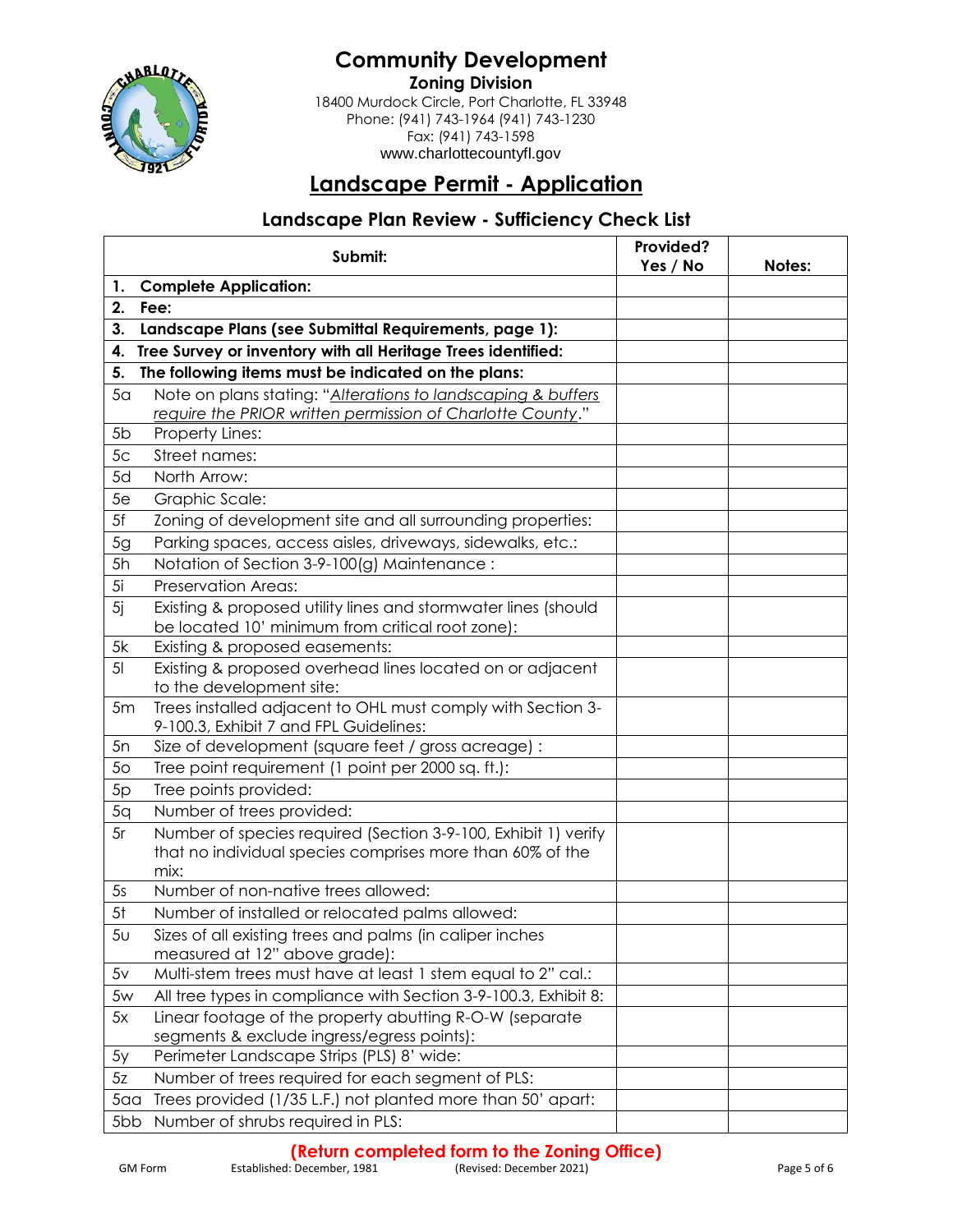# Community Development

**Zoning Division**

18400 Murdock Circle, Port Charlotte, FL 33948
Phone: (941) 743-1964 (941) 743-1230
Fax: (941) 743-1598
www.charlottecountyfl.gov

## Landscape Permit - Application

### Landscape Plan Review - Sufficiency Check List

| Submit: | Provided? Yes / No | Notes: |
|---|---|---|
| **1. Complete Application:** | | |
| **2. Fee:** | | |
| **3. Landscape Plans (see Submittal Requirements, page 1):** | | |
| **4. Tree Survey or inventory with all Heritage Trees identified:** | | |
| **5. The following items must be indicated on the plans:** | | |
| 5a Note on plans stating: "*Alterations to landscaping & buffers require the PRIOR written permission of Charlotte County*." | | |
| 5b Property Lines: | | |
| 5c Street names: | | |
| 5d North Arrow: | | |
| 5e Graphic Scale: | | |
| 5f Zoning of development site and all surrounding properties: | | |
| 5g Parking spaces, access aisles, driveways, sidewalks, etc.: | | |
| 5h Notation of Section 3-9-100(g) Maintenance : | | |
| 5i Preservation Areas: | | |
| 5j Existing & proposed utility lines and stormwater lines (should be located 10' minimum from critical root zone): | | |
| 5k Existing & proposed easements: | | |
| 5l Existing & proposed overhead lines located on or adjacent to the development site: | | |
| 5m Trees installed adjacent to OHL must comply with Section 3-9-100.3, Exhibit 7 and FPL Guidelines: | | |
| 5n Size of development (square feet / gross acreage) : | | |
| 5o Tree point requirement (1 point per 2000 sq. ft.): | | |
| 5p Tree points provided: | | |
| 5q Number of trees provided: | | |
| 5r Number of species required (Section 3-9-100, Exhibit 1) verify that no individual species comprises more than 60% of the mix: | | |
| 5s Number of non-native trees allowed: | | |
| 5t Number of installed or relocated palms allowed: | | |
| 5u Sizes of all existing trees and palms (in caliper inches measured at 12" above grade): | | |
| 5v Multi-stem trees must have at least 1 stem equal to 2" cal.: | | |
| 5w All tree types in compliance with Section 3-9-100.3, Exhibit 8: | | |
| 5x Linear footage of the property abutting R-O-W (separate segments & exclude ingress/egress points): | | |
| 5y Perimeter Landscape Strips (PLS) 8' wide: | | |
| 5z Number of trees required for each segment of PLS: | | |
| 5aa Trees provided (1/35 L.F.) not planted more than 50' apart: | | |
| 5bb Number of shrubs required in PLS: | | |

**(Return completed form to the Zoning Office)**

GM Form Established: December, 1981 (Revised: December 2021)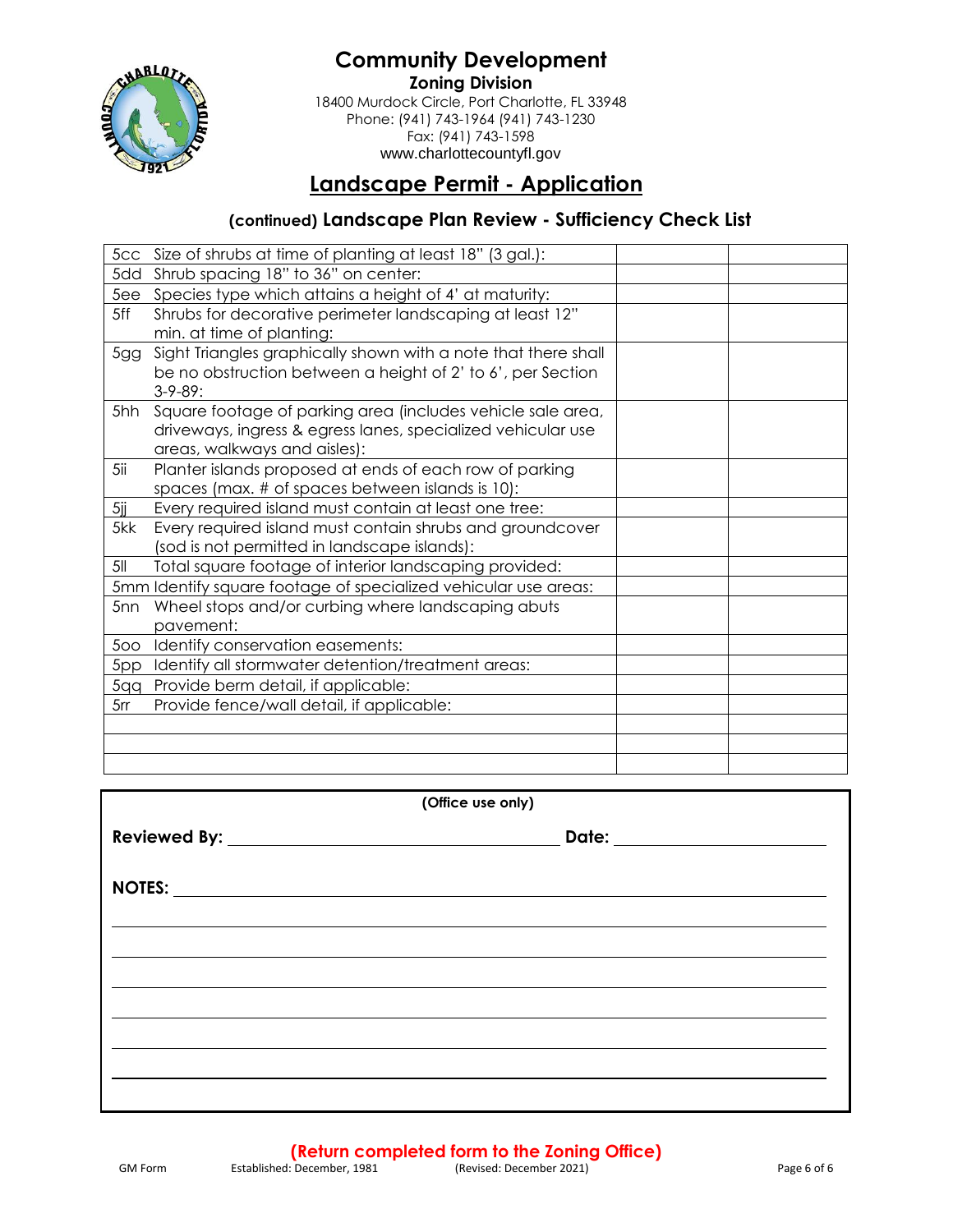# Community Development

**Zoning Division**

18400 Murdock Circle, Port Charlotte, FL 33948
Phone: (941) 743-1964 (941) 743-1230
Fax: (941) 743-1598
www.charlottecountyfl.gov

## Landscape Permit - Application

### (continued) Landscape Plan Review - Sufficiency Check List

| | | |
|---|---|---|
| 5cc Size of shrubs at time of planting at least 18" (3 gal.): | | |
| 5dd Shrub spacing 18" to 36" on center: | | |
| 5ee Species type which attains a height of 4' at maturity: | | |
| 5ff Shrubs for decorative perimeter landscaping at least 12" min. at time of planting: | | |
| 5gg Sight Triangles graphically shown with a note that there shall be no obstruction between a height of 2' to 6', per Section 3-9-89: | | |
| 5hh Square footage of parking area (includes vehicle sale area, driveways, ingress & egress lanes, specialized vehicular use areas, walkways and aisles): | | |
| 5ii Planter islands proposed at ends of each row of parking spaces (max. # of spaces between islands is 10): | | |
| 5jj Every required island must contain at least one tree: | | |
| 5kk Every required island must contain shrubs and groundcover (sod is not permitted in landscape islands): | | |
| 5ll Total square footage of interior landscaping provided: | | |
| 5mm Identify square footage of specialized vehicular use areas: | | |
| 5nn Wheel stops and/or curbing where landscaping abuts pavement: | | |
| 5oo Identify conservation easements: | | |
| 5pp Identify all stormwater detention/treatment areas: | | |
| 5qq Provide berm detail, if applicable: | | |
| 5rr Provide fence/wall detail, if applicable: | | |
| | | |
| | | |
| | | |

**(Office use only)**

**Reviewed By:** ______________________ **Date:** ______________

**NOTES:** ______________________________________________

______________________________________________

______________________________________________

______________________________________________

______________________________________________

______________________________________________

______________________________________________

**(Return completed form to the Zoning Office)**

GM Form Established: December, 1981 (Revised: December 2021)